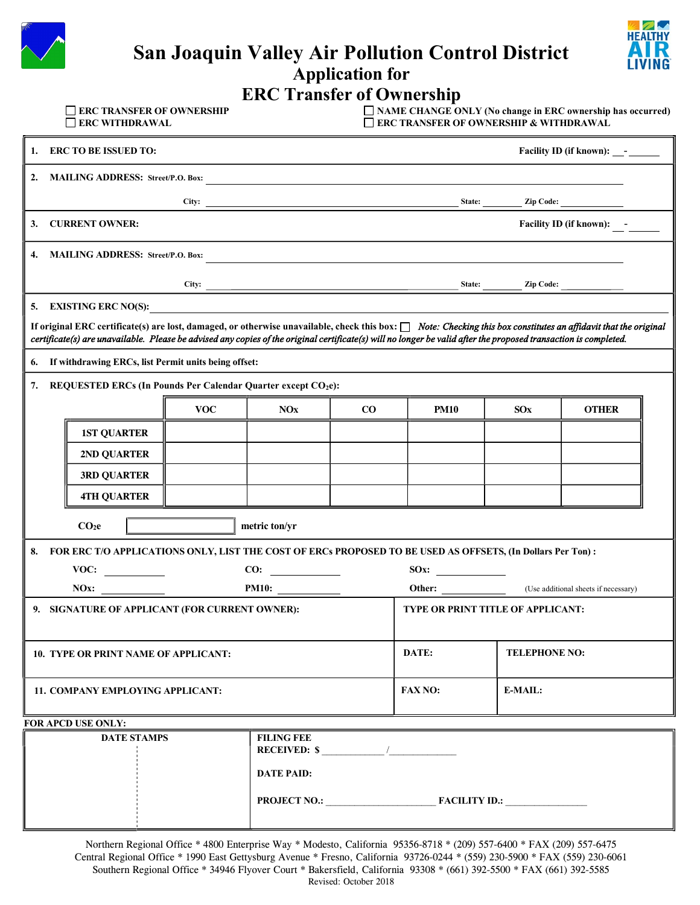# San Joaquin Valley Air Pollution Control District

## Application for ERC Transfer of Ownership

☐ ERC TRANSFER OF OWNERSHIP
☐ ERC WITHDRAWAL
☐ NAME CHANGE ONLY (No change in ERC ownership has occurred)
☐ ERC TRANSFER OF OWNERSHIP & WITHDRAWAL

**1. ERC TO BE ISSUED TO:** ______ **Facility ID (if known):** __-______

**2. MAILING ADDRESS:** Street/P.O. Box: ______

City: ______ State: ______ Zip Code: ______

**3. CURRENT OWNER:** ______ **Facility ID (if known):** __-______

**4. MAILING ADDRESS:** Street/P.O. Box: ______

City: ______ State: ______ Zip Code: ______

**5. EXISTING ERC NO(S):** ______

**If original ERC certificate(s) are lost, damaged, or otherwise unavailable, check this box:** ☐ *Note: Checking this box constitutes an affidavit that the original certificate(s) are unavailable. Please be advised any copies of the original certificate(s) will no longer be valid after the proposed transaction is completed.*

**6. If withdrawing ERCs, list Permit units being offset:**

**7. REQUESTED ERCs (In Pounds Per Calendar Quarter except $CO_2e$):**

| | VOC | NOx | CO | PM10 | SOx | OTHER |
|---|---|---|---|---|---|---|
| 1ST QUARTER | | | | | | |
| 2ND QUARTER | | | | | | |
| 3RD QUARTER | | | | | | |
| 4TH QUARTER | | | | | | |

$CO_2e$ ______ metric ton/yr

**8. FOR ERC T/O APPLICATIONS ONLY, LIST THE COST OF ERCs PROPOSED TO BE USED AS OFFSETS, (In Dollars Per Ton) :**

VOC: ______ CO: ______ SOx: ______

NOx: ______ PM10: ______ Other: ______ (Use additional sheets if necessary)

**9. SIGNATURE OF APPLICANT (FOR CURRENT OWNER):** ______

**TYPE OR PRINT TITLE OF APPLICANT:** ______

**10. TYPE OR PRINT NAME OF APPLICANT:** ______

**DATE:** ______ **TELEPHONE NO:** ______

**11. COMPANY EMPLOYING APPLICANT:** ______

**FAX NO:** ______ **E-MAIL:** ______

**FOR APCD USE ONLY:**

| DATE STAMPS | FILING FEE RECEIVED: $ ____________ /_____________ <br> DATE PAID: <br> PROJECT NO.: _____________________ FACILITY ID.: ________________ |
|---|---|
| | |

Northern Regional Office * 4800 Enterprise Way * Modesto, California 95356-8718 * (209) 557-6400 * FAX (209) 557-6475
Central Regional Office * 1990 East Gettysburg Avenue * Fresno, California 93726-0244 * (559) 230-5900 * FAX (559) 230-6061
Southern Regional Office * 34946 Flyover Court * Bakersfield, California 93308 * (661) 392-5500 * FAX (661) 392-5585
Revised: October 2018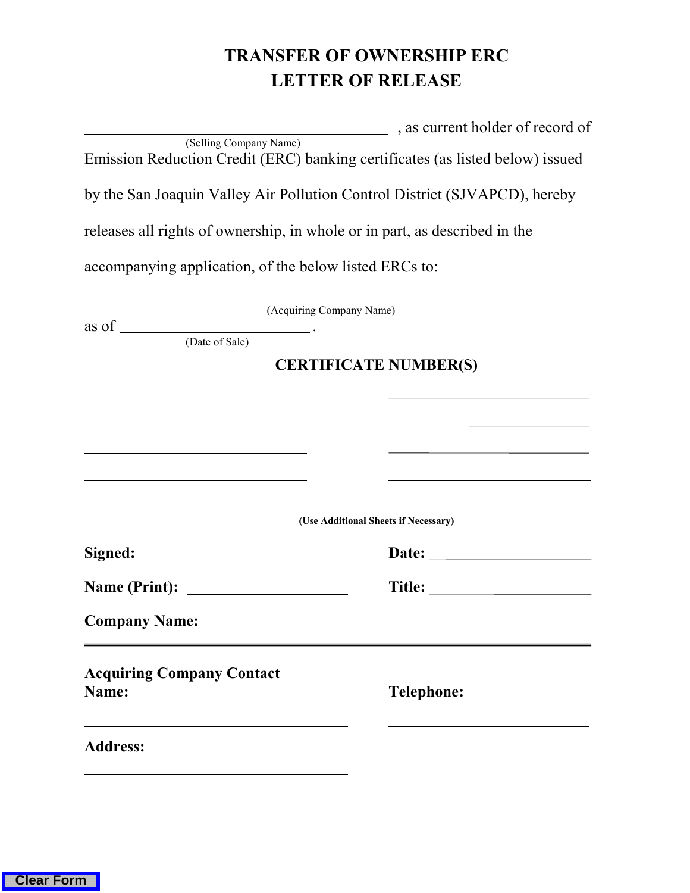# TRANSFER OF OWNERSHIP ERC
# LETTER OF RELEASE

________________________________, as current holder of record of
(Selling Company Name)

Emission Reduction Credit (ERC) banking certificates (as listed below) issued by the San Joaquin Valley Air Pollution Control District (SJVAPCD), hereby releases all rights of ownership, in whole or in part, as described in the accompanying application, of the below listed ERCs to:

________________________________________________
(Acquiring Company Name)

as of ____________________ .
(Date of Sale)

## CERTIFICATE NUMBER(S)

| | |
|---|---|
| ____________________ | ____________________ |
| ____________________ | ____________________ |
| ____________________ | ____________________ |
| ____________________ | ____________________ |
| ____________________ | ____________________ |

**(Use Additional Sheets if Necessary)**

**Signed:** ____________________ **Date:** ____________________

**Name (Print):** ____________________ **Title:** ____________________

**Company Name:** ________________________________________

---

**Acquiring Company Contact Name:** ____________________

**Telephone:** ____________________

**Address:**

____________________

____________________

____________________

____________________

Clear Form